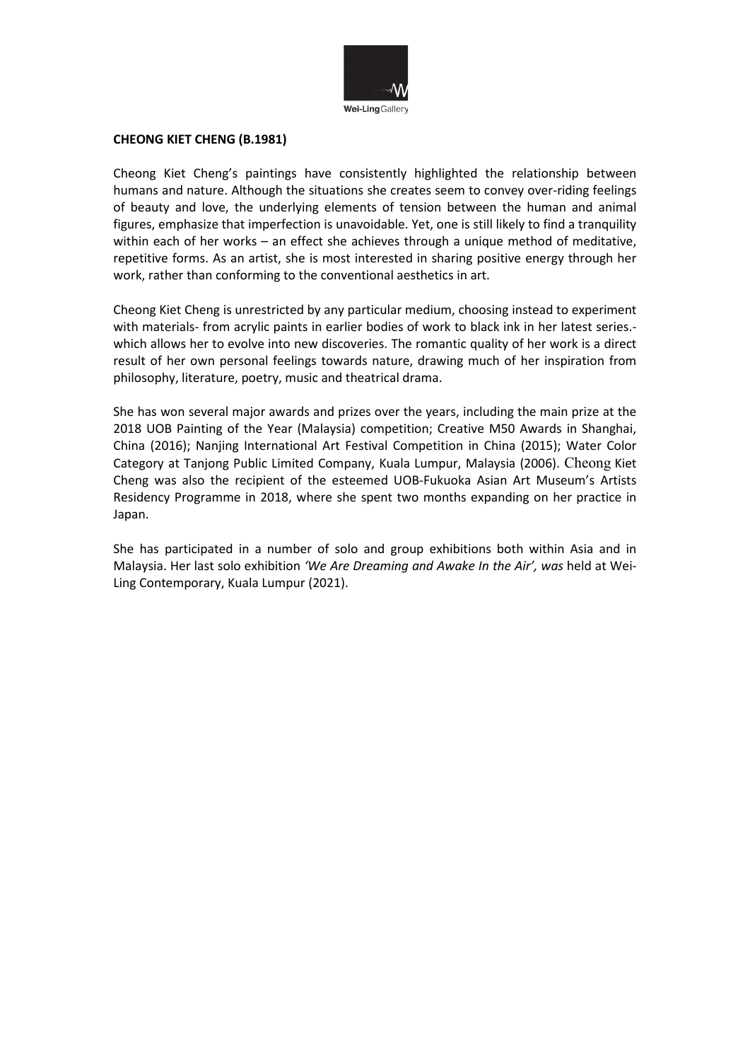**CHEONG KIET CHENG (B.1981)**

Cheong Kiet Cheng's paintings have consistently highlighted the relationship between humans and nature. Although the situations she creates seem to convey over-riding feelings of beauty and love, the underlying elements of tension between the human and animal figures, emphasize that imperfection is unavoidable. Yet, one is still likely to find a tranquility within each of her works – an effect she achieves through a unique method of meditative, repetitive forms. As an artist, she is most interested in sharing positive energy through her work, rather than conforming to the conventional aesthetics in art.

Cheong Kiet Cheng is unrestricted by any particular medium, choosing instead to experiment with materials- from acrylic paints in earlier bodies of work to black ink in her latest series.- which allows her to evolve into new discoveries. The romantic quality of her work is a direct result of her own personal feelings towards nature, drawing much of her inspiration from philosophy, literature, poetry, music and theatrical drama.

She has won several major awards and prizes over the years, including the main prize at the 2018 UOB Painting of the Year (Malaysia) competition; Creative M50 Awards in Shanghai, China (2016); Nanjing International Art Festival Competition in China (2015); Water Color Category at Tanjong Public Limited Company, Kuala Lumpur, Malaysia (2006). Cheong Kiet Cheng was also the recipient of the esteemed UOB-Fukuoka Asian Art Museum's Artists Residency Programme in 2018, where she spent two months expanding on her practice in Japan.

She has participated in a number of solo and group exhibitions both within Asia and in Malaysia. Her last solo exhibition *'We Are Dreaming and Awake In the Air', was* held at Wei-Ling Contemporary, Kuala Lumpur (2021).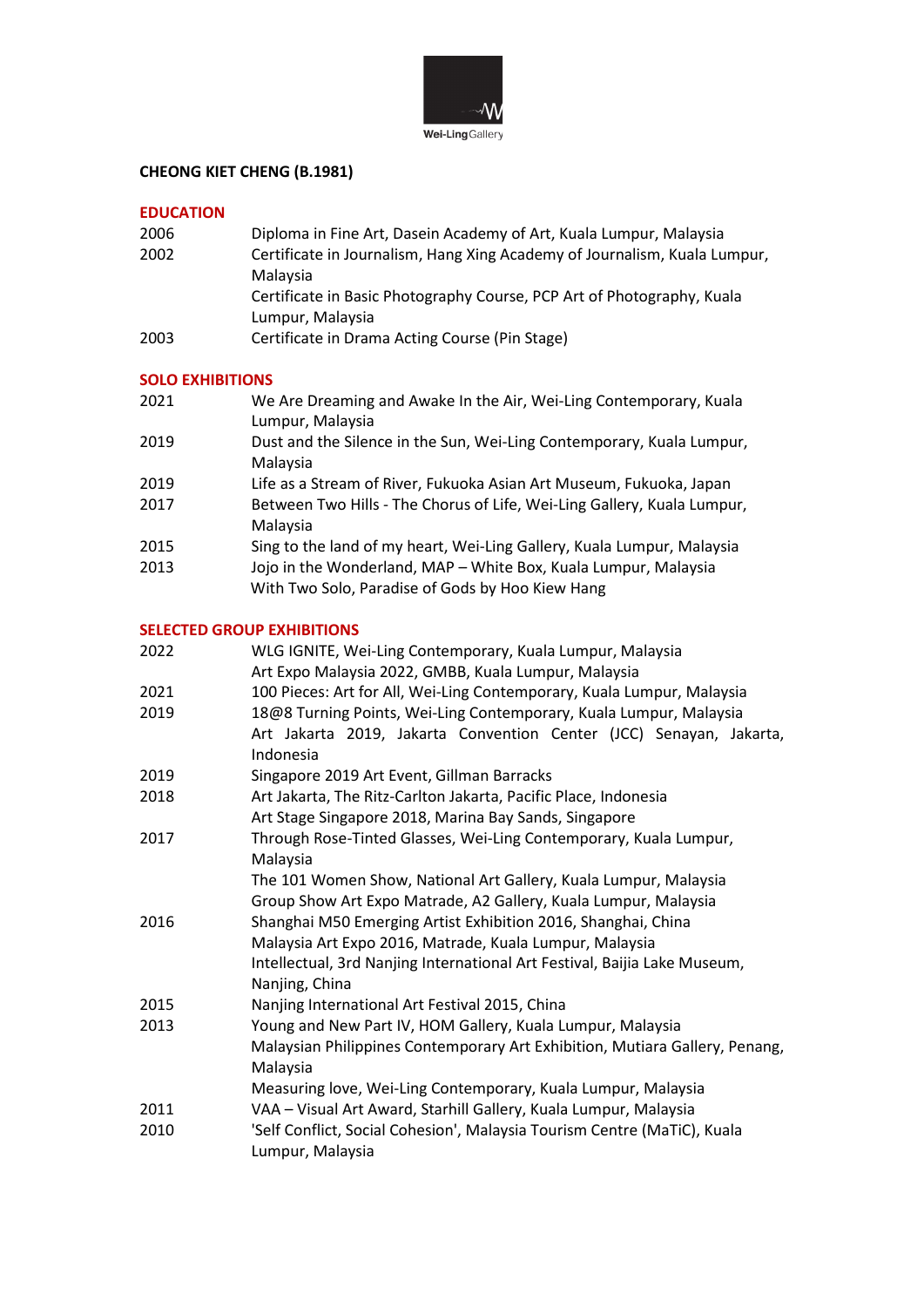**CHEONG KIET CHENG (B.1981)**

## EDUCATION

| | |
|---|---|
| 2006 | Diploma in Fine Art, Dasein Academy of Art, Kuala Lumpur, Malaysia |
| 2002 | Certificate in Journalism, Hang Xing Academy of Journalism, Kuala Lumpur, Malaysia |
| | Certificate in Basic Photography Course, PCP Art of Photography, Kuala Lumpur, Malaysia |
| 2003 | Certificate in Drama Acting Course (Pin Stage) |

## SOLO EXHIBITIONS

| | |
|---|---|
| 2021 | We Are Dreaming and Awake In the Air, Wei-Ling Contemporary, Kuala Lumpur, Malaysia |
| 2019 | Dust and the Silence in the Sun, Wei-Ling Contemporary, Kuala Lumpur, Malaysia |
| 2019 | Life as a Stream of River, Fukuoka Asian Art Museum, Fukuoka, Japan |
| 2017 | Between Two Hills - The Chorus of Life, Wei-Ling Gallery, Kuala Lumpur, Malaysia |
| 2015 | Sing to the land of my heart, Wei-Ling Gallery, Kuala Lumpur, Malaysia |
| 2013 | Jojo in the Wonderland, MAP – White Box, Kuala Lumpur, Malaysia |
| | With Two Solo, Paradise of Gods by Hoo Kiew Hang |

## SELECTED GROUP EXHIBITIONS

| | |
|---|---|
| 2022 | WLG IGNITE, Wei-Ling Contemporary, Kuala Lumpur, Malaysia |
| | Art Expo Malaysia 2022, GMBB, Kuala Lumpur, Malaysia |
| 2021 | 100 Pieces: Art for All, Wei-Ling Contemporary, Kuala Lumpur, Malaysia |
| 2019 | 18@8 Turning Points, Wei-Ling Contemporary, Kuala Lumpur, Malaysia |
| | Art Jakarta 2019, Jakarta Convention Center (JCC) Senayan, Jakarta, Indonesia |
| 2019 | Singapore 2019 Art Event, Gillman Barracks |
| 2018 | Art Jakarta, The Ritz-Carlton Jakarta, Pacific Place, Indonesia |
| | Art Stage Singapore 2018, Marina Bay Sands, Singapore |
| 2017 | Through Rose-Tinted Glasses, Wei-Ling Contemporary, Kuala Lumpur, Malaysia |
| | The 101 Women Show, National Art Gallery, Kuala Lumpur, Malaysia |
| | Group Show Art Expo Matrade, A2 Gallery, Kuala Lumpur, Malaysia |
| 2016 | Shanghai M50 Emerging Artist Exhibition 2016, Shanghai, China |
| | Malaysia Art Expo 2016, Matrade, Kuala Lumpur, Malaysia |
| | Intellectual, 3rd Nanjing International Art Festival, Baijia Lake Museum, Nanjing, China |
| 2015 | Nanjing International Art Festival 2015, China |
| 2013 | Young and New Part IV, HOM Gallery, Kuala Lumpur, Malaysia |
| | Malaysian Philippines Contemporary Art Exhibition, Mutiara Gallery, Penang, Malaysia |
| | Measuring love, Wei-Ling Contemporary, Kuala Lumpur, Malaysia |
| 2011 | VAA – Visual Art Award, Starhill Gallery, Kuala Lumpur, Malaysia |
| 2010 | 'Self Conflict, Social Cohesion', Malaysia Tourism Centre (MaTiC), Kuala Lumpur, Malaysia |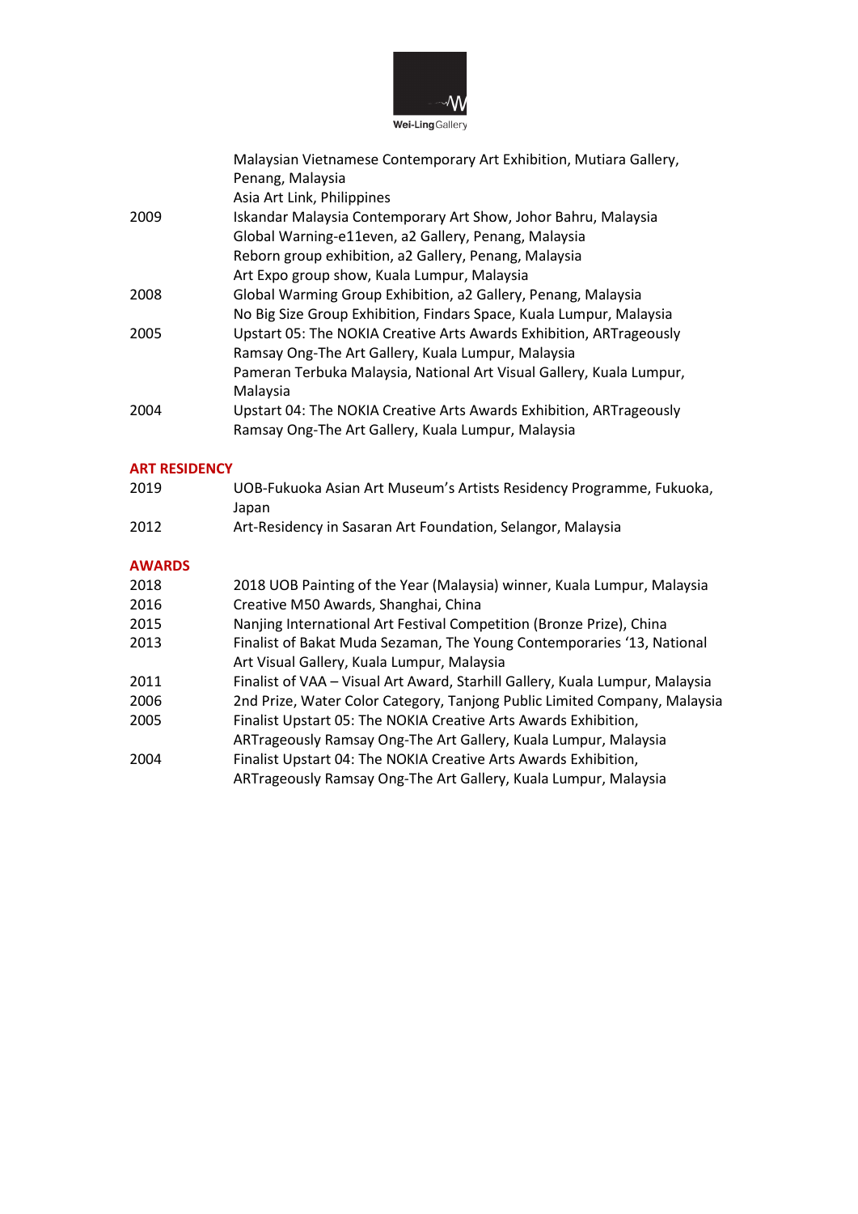| | |
|---|---|
| | Malaysian Vietnamese Contemporary Art Exhibition, Mutiara Gallery, Penang, Malaysia |
| | Asia Art Link, Philippines |
| 2009 | Iskandar Malaysia Contemporary Art Show, Johor Bahru, Malaysia |
| | Global Warning-e11even, a2 Gallery, Penang, Malaysia |
| | Reborn group exhibition, a2 Gallery, Penang, Malaysia |
| | Art Expo group show, Kuala Lumpur, Malaysia |
| 2008 | Global Warming Group Exhibition, a2 Gallery, Penang, Malaysia |
| | No Big Size Group Exhibition, Findars Space, Kuala Lumpur, Malaysia |
| 2005 | Upstart 05: The NOKIA Creative Arts Awards Exhibition, ARTrageously Ramsay Ong-The Art Gallery, Kuala Lumpur, Malaysia |
| | Pameran Terbuka Malaysia, National Art Visual Gallery, Kuala Lumpur, Malaysia |
| 2004 | Upstart 04: The NOKIA Creative Arts Awards Exhibition, ARTrageously Ramsay Ong-The Art Gallery, Kuala Lumpur, Malaysia |

## ART RESIDENCY

| | |
|---|---|
| 2019 | UOB-Fukuoka Asian Art Museum's Artists Residency Programme, Fukuoka, Japan |
| 2012 | Art-Residency in Sasaran Art Foundation, Selangor, Malaysia |

## AWARDS

| | |
|---|---|
| 2018 | 2018 UOB Painting of the Year (Malaysia) winner, Kuala Lumpur, Malaysia |
| 2016 | Creative M50 Awards, Shanghai, China |
| 2015 | Nanjing International Art Festival Competition (Bronze Prize), China |
| 2013 | Finalist of Bakat Muda Sezaman, The Young Contemporaries '13, National Art Visual Gallery, Kuala Lumpur, Malaysia |
| 2011 | Finalist of VAA – Visual Art Award, Starhill Gallery, Kuala Lumpur, Malaysia |
| 2006 | 2nd Prize, Water Color Category, Tanjong Public Limited Company, Malaysia |
| 2005 | Finalist Upstart 05: The NOKIA Creative Arts Awards Exhibition, ARTrageously Ramsay Ong-The Art Gallery, Kuala Lumpur, Malaysia |
| 2004 | Finalist Upstart 04: The NOKIA Creative Arts Awards Exhibition, ARTrageously Ramsay Ong-The Art Gallery, Kuala Lumpur, Malaysia |